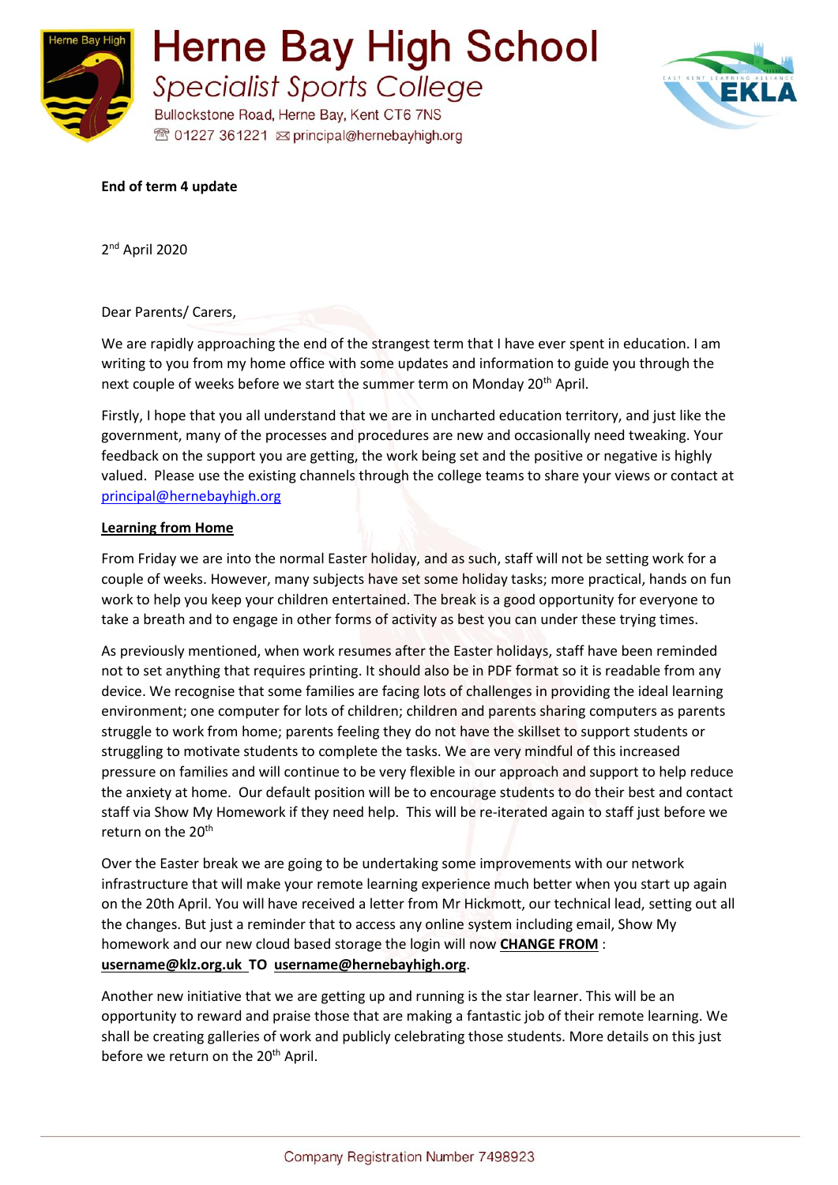# Herne Bay High School

## Specialist Sports College

Bullockstone Road, Herne Bay, Kent CT6 7NS
01227 361221 principal@hernebayhigh.org

**End of term 4 update**

2nd April 2020

Dear Parents/ Carers,

We are rapidly approaching the end of the strangest term that I have ever spent in education. I am writing to you from my home office with some updates and information to guide you through the next couple of weeks before we start the summer term on Monday 20th April.

Firstly, I hope that you all understand that we are in uncharted education territory, and just like the government, many of the processes and procedures are new and occasionally need tweaking. Your feedback on the support you are getting, the work being set and the positive or negative is highly valued. Please use the existing channels through the college teams to share your views or contact at principal@hernebayhigh.org

**Learning from Home**

From Friday we are into the normal Easter holiday, and as such, staff will not be setting work for a couple of weeks. However, many subjects have set some holiday tasks; more practical, hands on fun work to help you keep your children entertained. The break is a good opportunity for everyone to take a breath and to engage in other forms of activity as best you can under these trying times.

As previously mentioned, when work resumes after the Easter holidays, staff have been reminded not to set anything that requires printing. It should also be in PDF format so it is readable from any device. We recognise that some families are facing lots of challenges in providing the ideal learning environment; one computer for lots of children; children and parents sharing computers as parents struggle to work from home; parents feeling they do not have the skillset to support students or struggling to motivate students to complete the tasks. We are very mindful of this increased pressure on families and will continue to be very flexible in our approach and support to help reduce the anxiety at home. Our default position will be to encourage students to do their best and contact staff via Show My Homework if they need help. This will be re-iterated again to staff just before we return on the 20th

Over the Easter break we are going to be undertaking some improvements with our network infrastructure that will make your remote learning experience much better when you start up again on the 20th April. You will have received a letter from Mr Hickmott, our technical lead, setting out all the changes. But just a reminder that to access any online system including email, Show My homework and our new cloud based storage the login will now **CHANGE FROM** : **username@klz.org.uk TO username@hernebayhigh.org**.

Another new initiative that we are getting up and running is the star learner. This will be an opportunity to reward and praise those that are making a fantastic job of their remote learning. We shall be creating galleries of work and publicly celebrating those students. More details on this just before we return on the 20th April.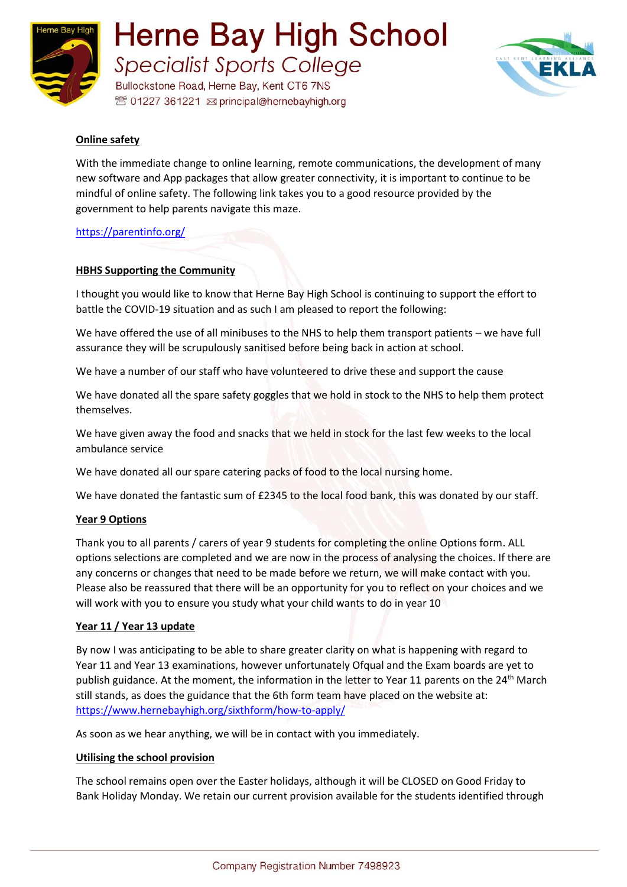**Online safety**

With the immediate change to online learning, remote communications, the development of many new software and App packages that allow greater connectivity, it is important to continue to be mindful of online safety. The following link takes you to a good resource provided by the government to help parents navigate this maze.

https://parentinfo.org/

**HBHS Supporting the Community**

I thought you would like to know that Herne Bay High School is continuing to support the effort to battle the COVID-19 situation and as such I am pleased to report the following:

We have offered the use of all minibuses to the NHS to help them transport patients – we have full assurance they will be scrupulously sanitised before being back in action at school.

We have a number of our staff who have volunteered to drive these and support the cause

We have donated all the spare safety goggles that we hold in stock to the NHS to help them protect themselves.

We have given away the food and snacks that we held in stock for the last few weeks to the local ambulance service

We have donated all our spare catering packs of food to the local nursing home.

We have donated the fantastic sum of £2345 to the local food bank, this was donated by our staff.

**Year 9 Options**

Thank you to all parents / carers of year 9 students for completing the online Options form. ALL options selections are completed and we are now in the process of analysing the choices. If there are any concerns or changes that need to be made before we return, we will make contact with you. Please also be reassured that there will be an opportunity for you to reflect on your choices and we will work with you to ensure you study what your child wants to do in year 10

**Year 11 / Year 13 update**

By now I was anticipating to be able to share greater clarity on what is happening with regard to Year 11 and Year 13 examinations, however unfortunately Ofqual and the Exam boards are yet to publish guidance. At the moment, the information in the letter to Year 11 parents on the 24th March still stands, as does the guidance that the 6th form team have placed on the website at: https://www.hernebayhigh.org/sixthform/how-to-apply/

As soon as we hear anything, we will be in contact with you immediately.

**Utilising the school provision**

The school remains open over the Easter holidays, although it will be CLOSED on Good Friday to Bank Holiday Monday. We retain our current provision available for the students identified through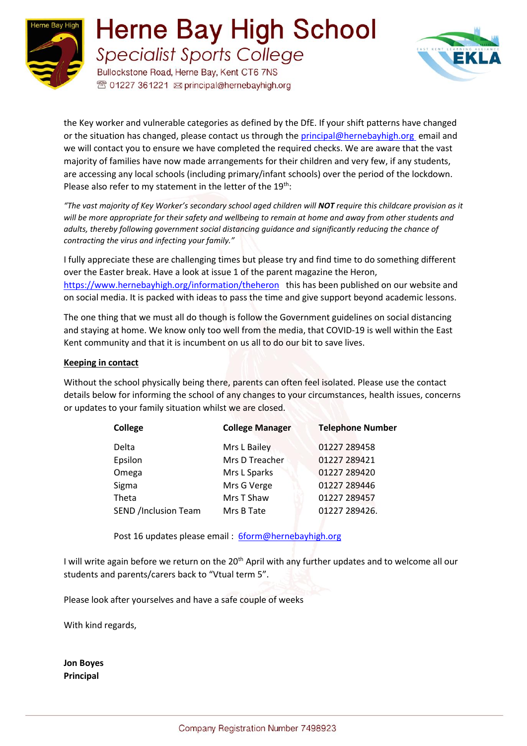the Key worker and vulnerable categories as defined by the DfE. If your shift patterns have changed or the situation has changed, please contact us through the principal@hernebayhigh.org email and we will contact you to ensure we have completed the required checks. We are aware that the vast majority of families have now made arrangements for their children and very few, if any students, are accessing any local schools (including primary/infant schools) over the period of the lockdown. Please also refer to my statement in the letter of the 19th:

*"The vast majority of Key Worker's secondary school aged children will **NOT** require this childcare provision as it will be more appropriate for their safety and wellbeing to remain at home and away from other students and adults, thereby following government social distancing guidance and significantly reducing the chance of contracting the virus and infecting your family."*

I fully appreciate these are challenging times but please try and find time to do something different over the Easter break. Have a look at issue 1 of the parent magazine the Heron, https://www.hernebayhigh.org/information/theheron this has been published on our website and on social media. It is packed with ideas to pass the time and give support beyond academic lessons.

The one thing that we must all do though is follow the Government guidelines on social distancing and staying at home. We know only too well from the media, that COVID-19 is well within the East Kent community and that it is incumbent on us all to do our bit to save lives.

**Keeping in contact**

Without the school physically being there, parents can often feel isolated. Please use the contact details below for informing the school of any changes to your circumstances, health issues, concerns or updates to your family situation whilst we are closed.

| College | College Manager | Telephone Number |
|---|---|---|
| Delta | Mrs L Bailey | 01227 289458 |
| Epsilon | Mrs D Treacher | 01227 289421 |
| Omega | Mrs L Sparks | 01227 289420 |
| Sigma | Mrs G Verge | 01227 289446 |
| Theta | Mrs T Shaw | 01227 289457 |
| SEND /Inclusion Team | Mrs B Tate | 01227 289426. |

Post 16 updates please email : 6form@hernebayhigh.org

I will write again before we return on the 20th April with any further updates and to welcome all our students and parents/carers back to "Vtual term 5".

Please look after yourselves and have a safe couple of weeks

With kind regards,

**Jon Boyes**
**Principal**